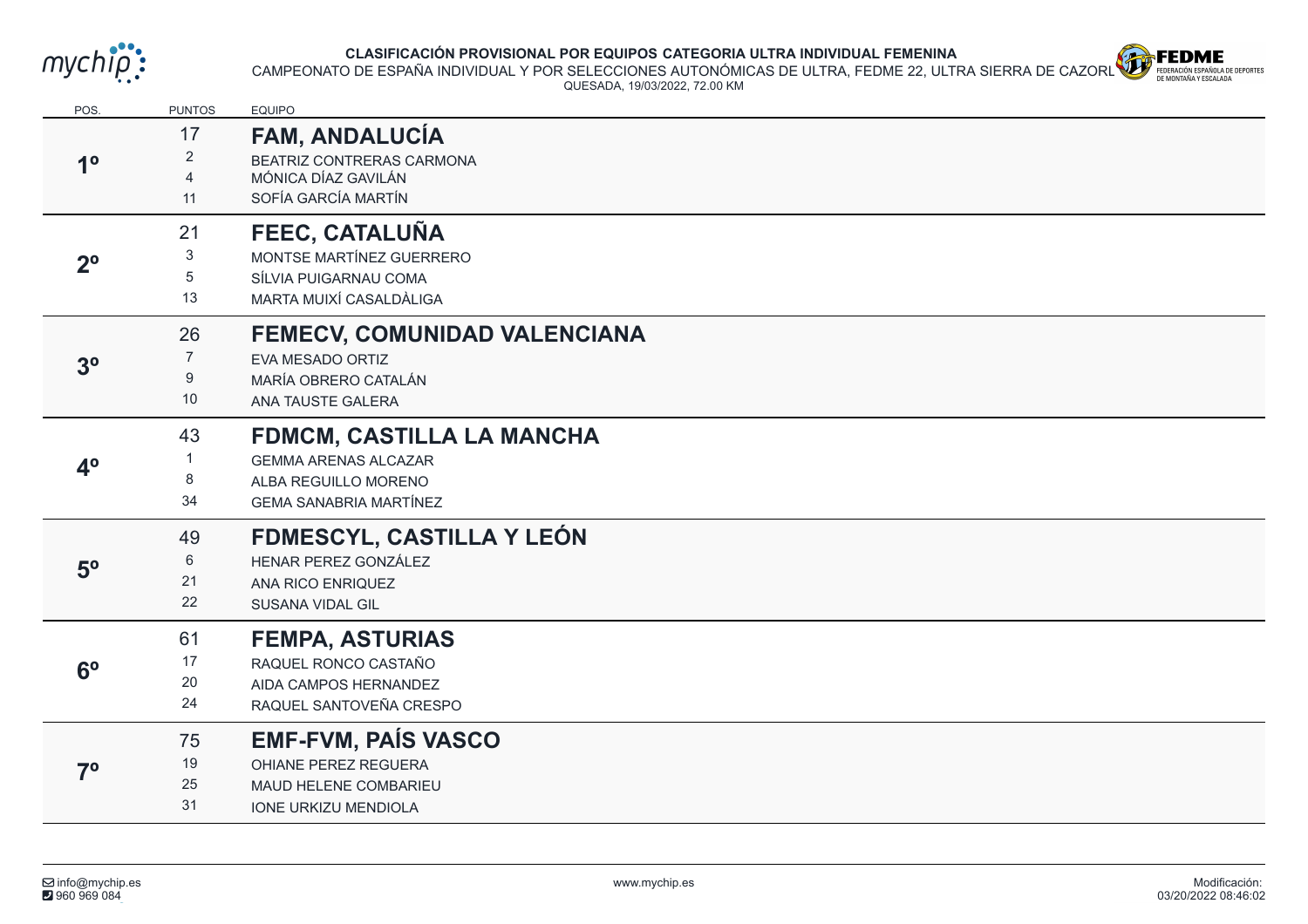**CLASIFICACIÓN PROVISIONAL POR EQUIPOS CATEGORIA ULTRA INDIVIDUAL FEMENINA**

CAMPEONATO DE ESPAÑA INDIVIDUAL Y POR SELECCIONES AUTONÓMICAS DE ULTRA, FEDME 22, ULTRA SIERRA DE CAZORLA

QUESADA, 19/03/2022, 72.00 KM

| POS. | PUNTOS | EQUIPO |
|---|---|---|
| 1º | 17 | **FAM, ANDALUCÍA** |
| | 2 | BEATRIZ CONTRERAS CARMONA |
| | 4 | MÓNICA DÍAZ GAVILÁN |
| | 11 | SOFÍA GARCÍA MARTÍN |
| 2º | 21 | **FEEC, CATALUÑA** |
| | 3 | MONTSE MARTÍNEZ GUERRERO |
| | 5 | SÍLVIA PUIGARNAU COMA |
| | 13 | MARTA MUIXÍ CASALDÀLIGA |
| 3º | 26 | **FEMECV, COMUNIDAD VALENCIANA** |
| | 7 | EVA MESADO ORTIZ |
| | 9 | MARÍA OBRERO CATALÁN |
| | 10 | ANA TAUSTE GALERA |
| 4º | 43 | **FDMCM, CASTILLA LA MANCHA** |
| | 1 | GEMMA ARENAS ALCAZAR |
| | 8 | ALBA REGUILLO MORENO |
| | 34 | GEMA SANABRIA MARTÍNEZ |
| 5º | 49 | **FDMESCYL, CASTILLA Y LEÓN** |
| | 6 | HENAR PEREZ GONZÁLEZ |
| | 21 | ANA RICO ENRIQUEZ |
| | 22 | SUSANA VIDAL GIL |
| 6º | 61 | **FEMPA, ASTURIAS** |
| | 17 | RAQUEL RONCO CASTAÑO |
| | 20 | AIDA CAMPOS HERNANDEZ |
| | 24 | RAQUEL SANTOVEÑA CRESPO |
| 7º | 75 | **EMF-FVM, PAÍS VASCO** |
| | 19 | OHIANE PEREZ REGUERA |
| | 25 | MAUD HELENE COMBARIEU |
| | 31 | IONE URKIZU MENDIOLA |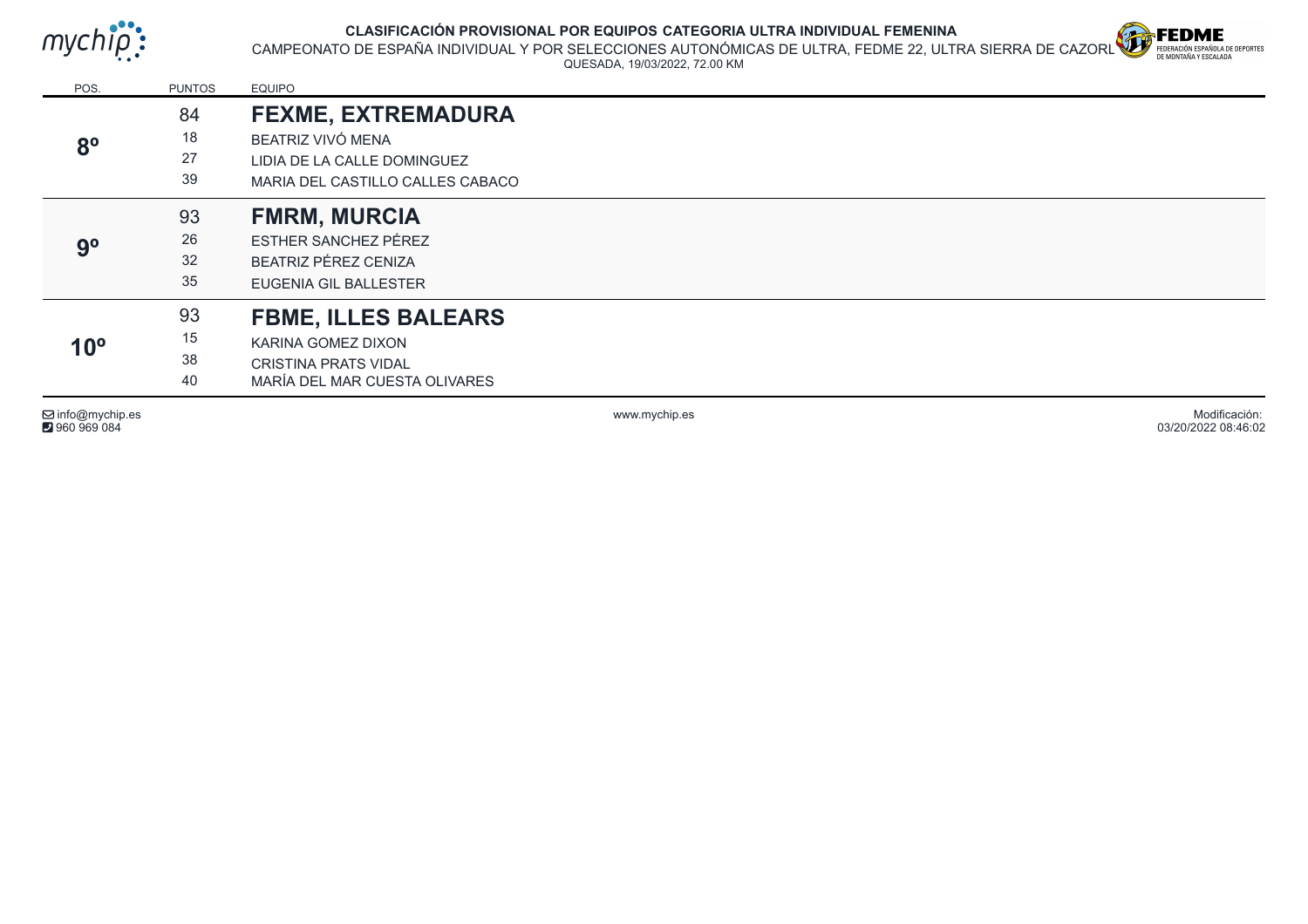**CLASIFICACIÓN PROVISIONAL POR EQUIPOS CATEGORIA ULTRA INDIVIDUAL FEMENINA**

CAMPEONATO DE ESPAÑA INDIVIDUAL Y POR SELECCIONES AUTONÓMICAS DE ULTRA, FEDME 22, ULTRA SIERRA DE CAZORLA

QUESADA, 19/03/2022, 72.00 KM

| POS. | PUNTOS | EQUIPO |
|---|---|---|
| **8º** | 84 | **FEXME, EXTREMADURA** |
| | 18 | BEATRIZ VIVÓ MENA |
| | 27 | LIDIA DE LA CALLE DOMINGUEZ |
| | 39 | MARIA DEL CASTILLO CALLES CABACO |
| **9º** | 93 | **FMRM, MURCIA** |
| | 26 | ESTHER SANCHEZ PÉREZ |
| | 32 | BEATRIZ PÉREZ CENIZA |
| | 35 | EUGENIA GIL BALLESTER |
| **10º** | 93 | **FBME, ILLES BALEARS** |
| | 15 | KARINA GOMEZ DIXON |
| | 38 | CRISTINA PRATS VIDAL |
| | 40 | MARÍA DEL MAR CUESTA OLIVARES |

info@mychip.es
960 969 084

www.mychip.es

Modificación:
03/20/2022 08:46:02